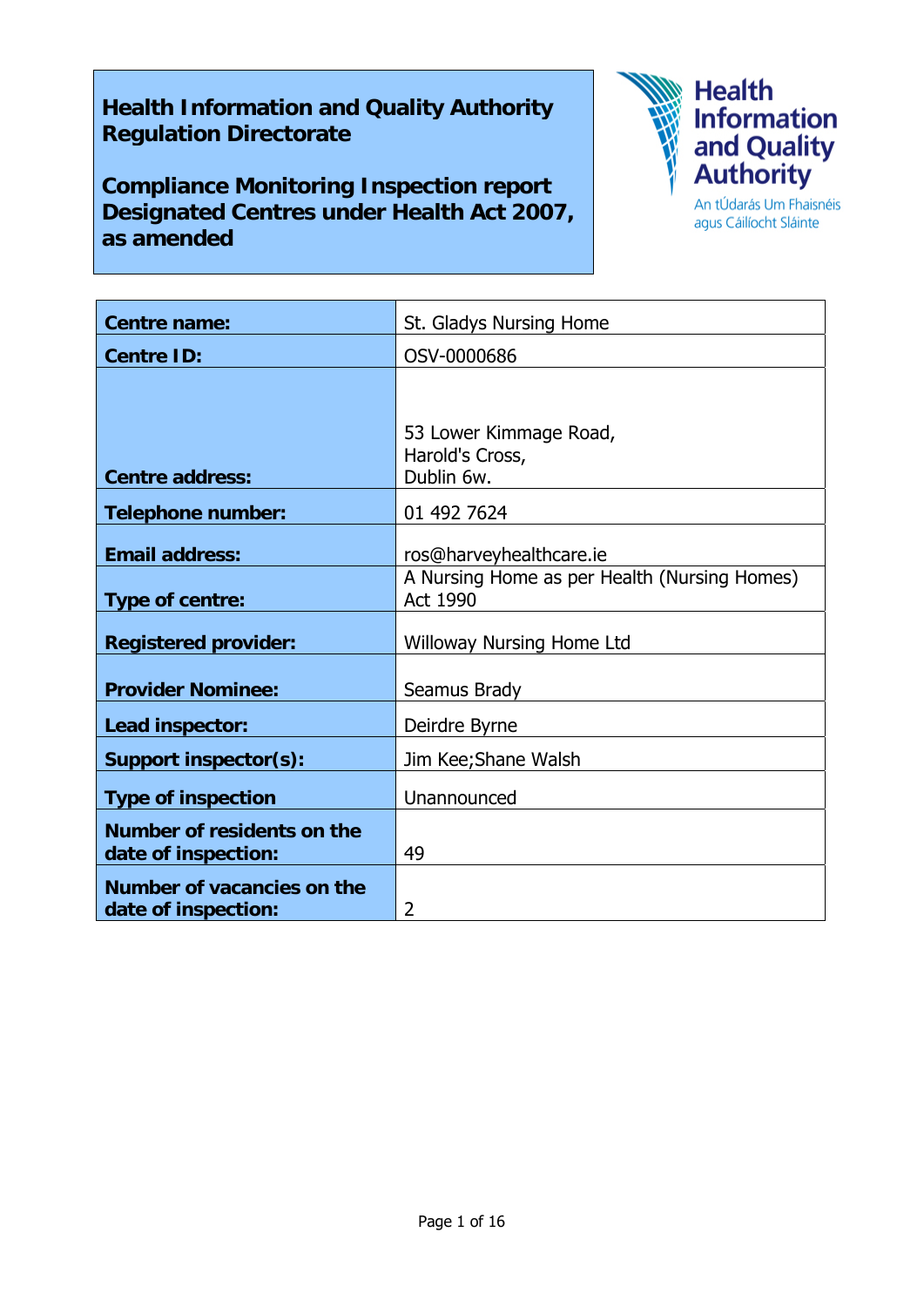**Health Information and Quality Authority**
**Regulation Directorate**

**Compliance Monitoring Inspection report**
**Designated Centres under Health Act 2007, as amended**

Health Information and Quality Authority
An tÚdarás Um Fhaisnéis agus Cáilíocht Sláinte

| | |
|---|---|
| **Centre name:** | St. Gladys Nursing Home |
| **Centre ID:** | OSV-0000686 |
| **Centre address:** | 53 Lower Kimmage Road,<br>Harold's Cross,<br>Dublin 6w. |
| **Telephone number:** | 01 492 7624 |
| **Email address:** | ros@harveyhealthcare.ie |
| **Type of centre:** | A Nursing Home as per Health (Nursing Homes) Act 1990 |
| **Registered provider:** | Willoway Nursing Home Ltd |
| **Provider Nominee:** | Seamus Brady |
| **Lead inspector:** | Deirdre Byrne |
| **Support inspector(s):** | Jim Kee;Shane Walsh |
| **Type of inspection** | Unannounced |
| **Number of residents on the date of inspection:** | 49 |
| **Number of vacancies on the date of inspection:** | 2 |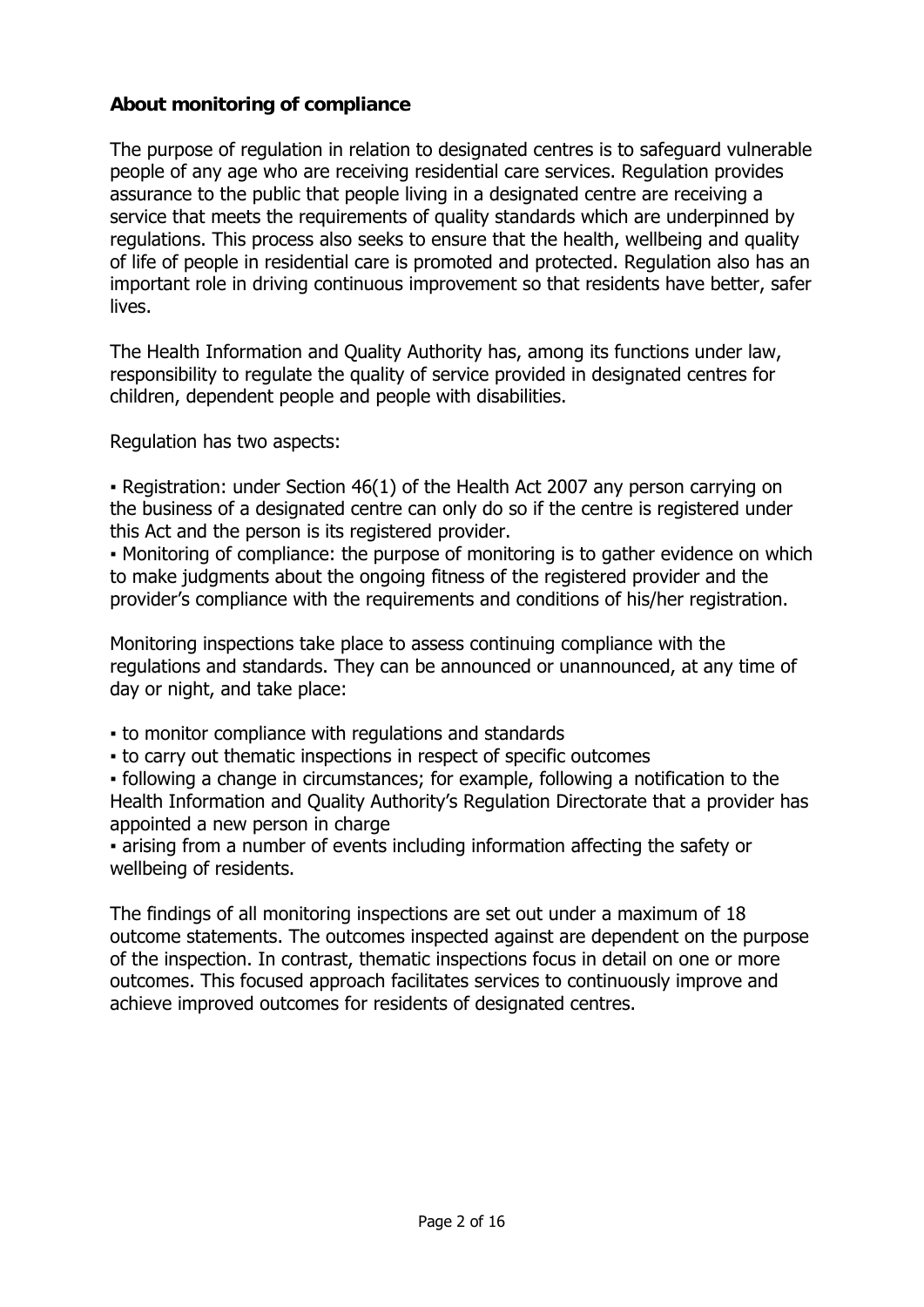## About monitoring of compliance

The purpose of regulation in relation to designated centres is to safeguard vulnerable people of any age who are receiving residential care services. Regulation provides assurance to the public that people living in a designated centre are receiving a service that meets the requirements of quality standards which are underpinned by regulations. This process also seeks to ensure that the health, wellbeing and quality of life of people in residential care is promoted and protected. Regulation also has an important role in driving continuous improvement so that residents have better, safer lives.

The Health Information and Quality Authority has, among its functions under law, responsibility to regulate the quality of service provided in designated centres for children, dependent people and people with disabilities.

Regulation has two aspects:

- Registration: under Section 46(1) of the Health Act 2007 any person carrying on the business of a designated centre can only do so if the centre is registered under this Act and the person is its registered provider.
- Monitoring of compliance: the purpose of monitoring is to gather evidence on which to make judgments about the ongoing fitness of the registered provider and the provider's compliance with the requirements and conditions of his/her registration.

Monitoring inspections take place to assess continuing compliance with the regulations and standards. They can be announced or unannounced, at any time of day or night, and take place:

- to monitor compliance with regulations and standards
- to carry out thematic inspections in respect of specific outcomes
- following a change in circumstances; for example, following a notification to the Health Information and Quality Authority's Regulation Directorate that a provider has appointed a new person in charge
- arising from a number of events including information affecting the safety or wellbeing of residents.

The findings of all monitoring inspections are set out under a maximum of 18 outcome statements. The outcomes inspected against are dependent on the purpose of the inspection. In contrast, thematic inspections focus in detail on one or more outcomes. This focused approach facilitates services to continuously improve and achieve improved outcomes for residents of designated centres.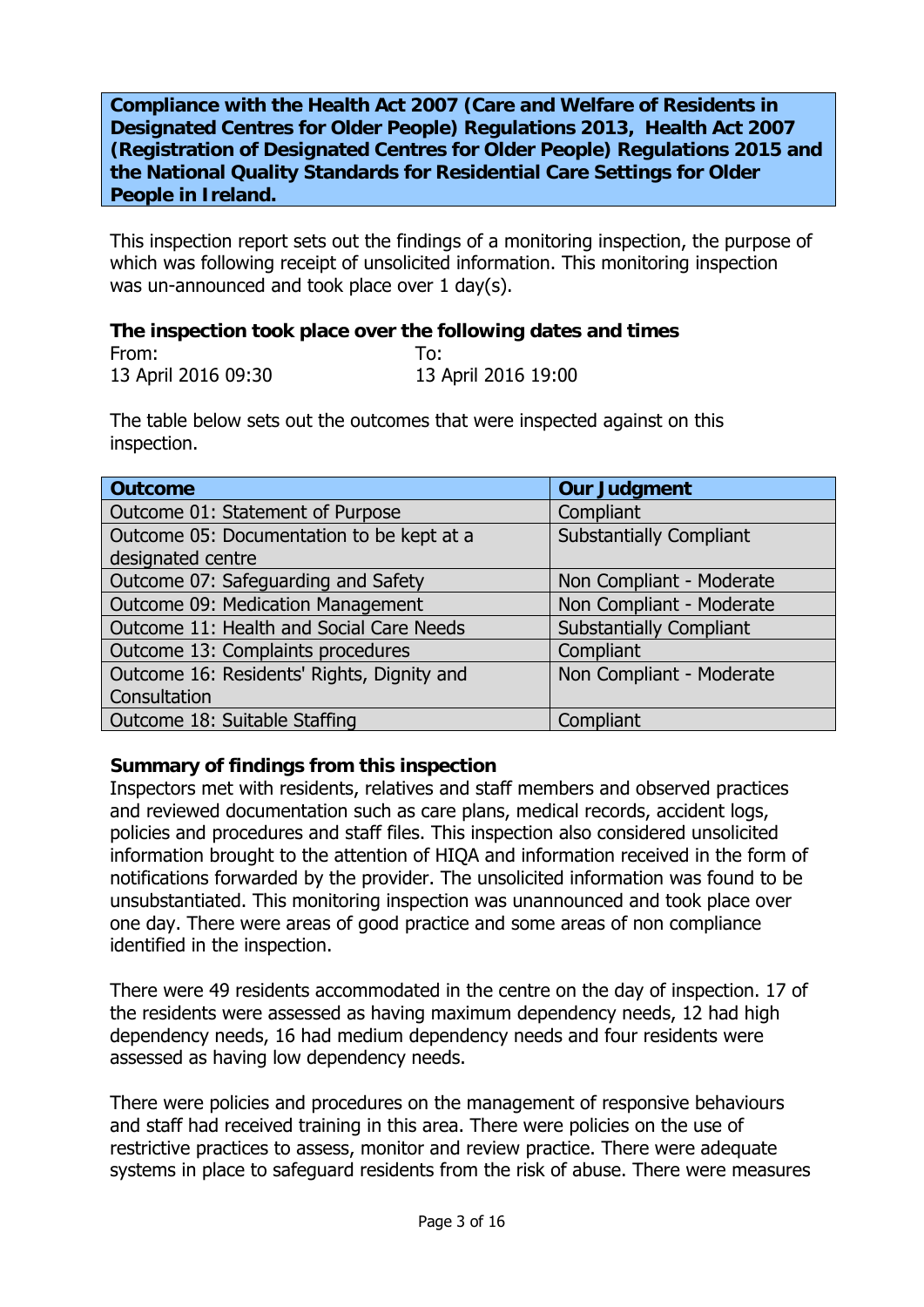**Compliance with the Health Act 2007 (Care and Welfare of Residents in Designated Centres for Older People) Regulations 2013, Health Act 2007 (Registration of Designated Centres for Older People) Regulations 2015 and the National Quality Standards for Residential Care Settings for Older People in Ireland.**

This inspection report sets out the findings of a monitoring inspection, the purpose of which was following receipt of unsolicited information. This monitoring inspection was un-announced and took place over 1 day(s).

**The inspection took place over the following dates and times**

| From: | To: |
|---|---|
| 13 April 2016 09:30 | 13 April 2016 19:00 |

The table below sets out the outcomes that were inspected against on this inspection.

| Outcome | Our Judgment |
|---|---|
| Outcome 01: Statement of Purpose | Compliant |
| Outcome 05: Documentation to be kept at a designated centre | Substantially Compliant |
| Outcome 07: Safeguarding and Safety | Non Compliant - Moderate |
| Outcome 09: Medication Management | Non Compliant - Moderate |
| Outcome 11: Health and Social Care Needs | Substantially Compliant |
| Outcome 13: Complaints procedures | Compliant |
| Outcome 16: Residents' Rights, Dignity and Consultation | Non Compliant - Moderate |
| Outcome 18: Suitable Staffing | Compliant |

**Summary of findings from this inspection**

Inspectors met with residents, relatives and staff members and observed practices and reviewed documentation such as care plans, medical records, accident logs, policies and procedures and staff files. This inspection also considered unsolicited information brought to the attention of HIQA and information received in the form of notifications forwarded by the provider. The unsolicited information was found to be unsubstantiated. This monitoring inspection was unannounced and took place over one day. There were areas of good practice and some areas of non compliance identified in the inspection.

There were 49 residents accommodated in the centre on the day of inspection. 17 of the residents were assessed as having maximum dependency needs, 12 had high dependency needs, 16 had medium dependency needs and four residents were assessed as having low dependency needs.

There were policies and procedures on the management of responsive behaviours and staff had received training in this area. There were policies on the use of restrictive practices to assess, monitor and review practice. There were adequate systems in place to safeguard residents from the risk of abuse. There were measures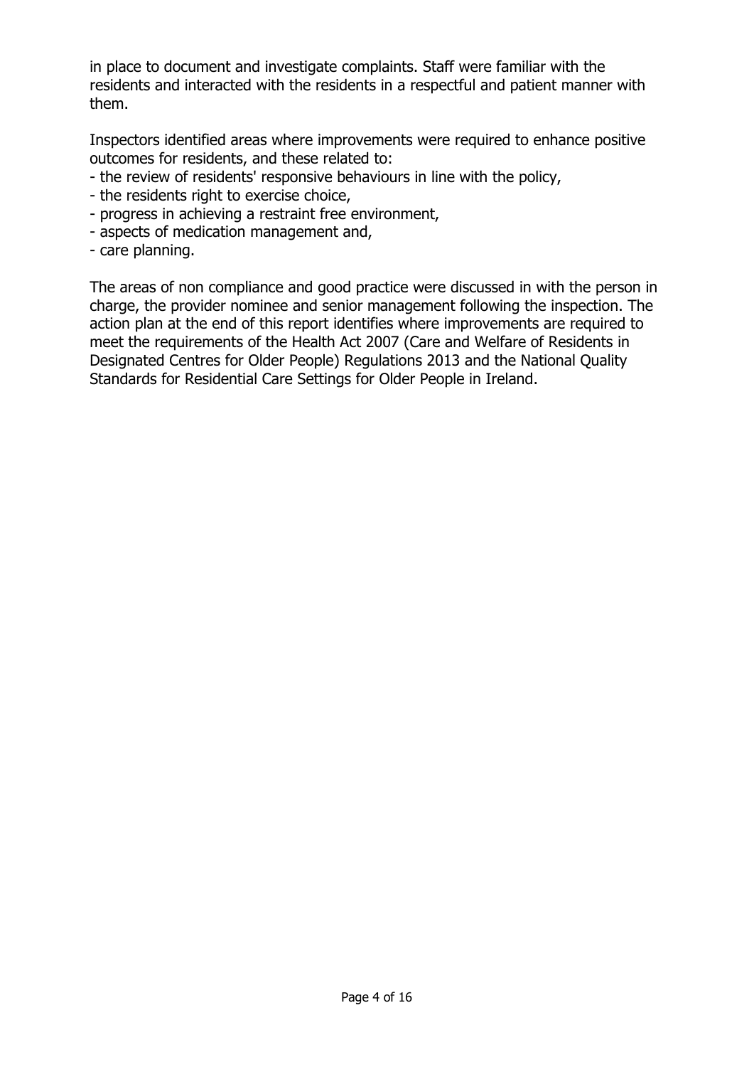in place to document and investigate complaints. Staff were familiar with the residents and interacted with the residents in a respectful and patient manner with them.

Inspectors identified areas where improvements were required to enhance positive outcomes for residents, and these related to:
- the review of residents' responsive behaviours in line with the policy,
- the residents right to exercise choice,
- progress in achieving a restraint free environment,
- aspects of medication management and,
- care planning.

The areas of non compliance and good practice were discussed in with the person in charge, the provider nominee and senior management following the inspection. The action plan at the end of this report identifies where improvements are required to meet the requirements of the Health Act 2007 (Care and Welfare of Residents in Designated Centres for Older People) Regulations 2013 and the National Quality Standards for Residential Care Settings for Older People in Ireland.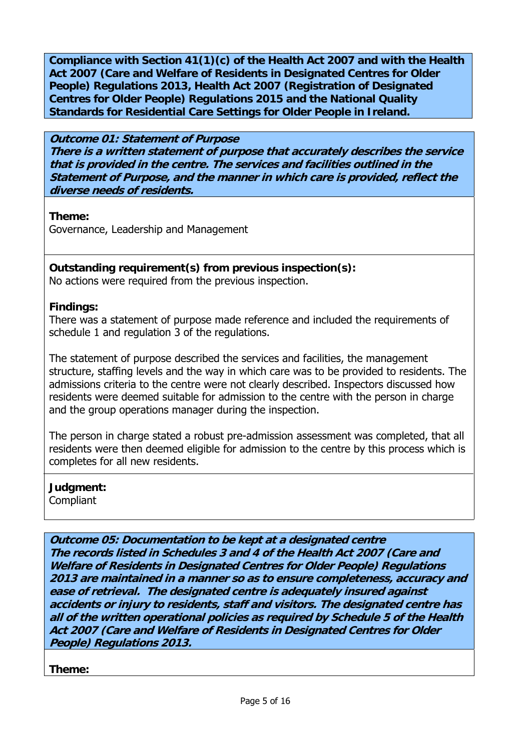**Compliance with Section 41(1)(c) of the Health Act 2007 and with the Health Act 2007 (Care and Welfare of Residents in Designated Centres for Older People) Regulations 2013, Health Act 2007 (Registration of Designated Centres for Older People) Regulations 2015 and the National Quality Standards for Residential Care Settings for Older People in Ireland.**

***Outcome 01: Statement of Purpose***
***There is a written statement of purpose that accurately describes the service that is provided in the centre. The services and facilities outlined in the Statement of Purpose, and the manner in which care is provided, reflect the diverse needs of residents.***

**Theme:**
Governance, Leadership and Management

**Outstanding requirement(s) from previous inspection(s):**
No actions were required from the previous inspection.

**Findings:**
There was a statement of purpose made reference and included the requirements of schedule 1 and regulation 3 of the regulations.

The statement of purpose described the services and facilities, the management structure, staffing levels and the way in which care was to be provided to residents. The admissions criteria to the centre were not clearly described. Inspectors discussed how residents were deemed suitable for admission to the centre with the person in charge and the group operations manager during the inspection.

The person in charge stated a robust pre-admission assessment was completed, that all residents were then deemed eligible for admission to the centre by this process which is completes for all new residents.

**Judgment:**
Compliant

***Outcome 05: Documentation to be kept at a designated centre***
***The records listed in Schedules 3 and 4 of the Health Act 2007 (Care and Welfare of Residents in Designated Centres for Older People) Regulations 2013 are maintained in a manner so as to ensure completeness, accuracy and ease of retrieval. The designated centre is adequately insured against accidents or injury to residents, staff and visitors. The designated centre has all of the written operational policies as required by Schedule 5 of the Health Act 2007 (Care and Welfare of Residents in Designated Centres for Older People) Regulations 2013.***

**Theme:**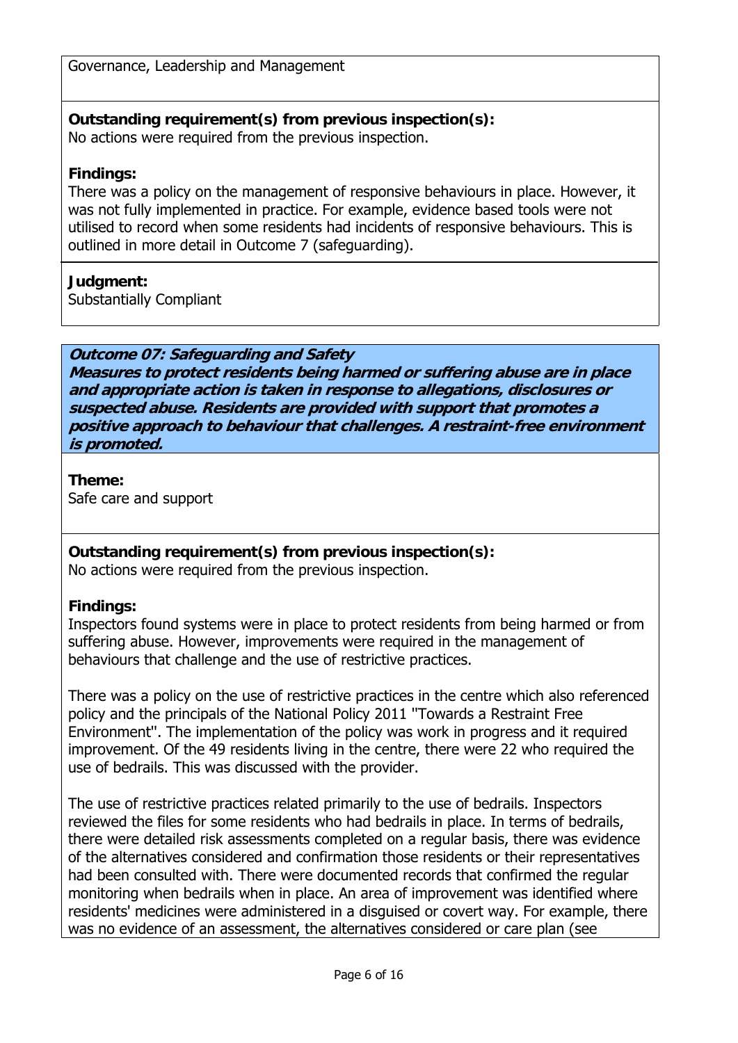Governance, Leadership and Management

**Outstanding requirement(s) from previous inspection(s):**
No actions were required from the previous inspection.

**Findings:**
There was a policy on the management of responsive behaviours in place. However, it was not fully implemented in practice. For example, evidence based tools were not utilised to record when some residents had incidents of responsive behaviours. This is outlined in more detail in Outcome 7 (safeguarding).

**Judgment:**
Substantially Compliant

***Outcome 07: Safeguarding and Safety***
***Measures to protect residents being harmed or suffering abuse are in place and appropriate action is taken in response to allegations, disclosures or suspected abuse. Residents are provided with support that promotes a positive approach to behaviour that challenges. A restraint-free environment is promoted.***

**Theme:**
Safe care and support

**Outstanding requirement(s) from previous inspection(s):**
No actions were required from the previous inspection.

**Findings:**
Inspectors found systems were in place to protect residents from being harmed or from suffering abuse. However, improvements were required in the management of behaviours that challenge and the use of restrictive practices.

There was a policy on the use of restrictive practices in the centre which also referenced policy and the principals of the National Policy 2011 ''Towards a Restraint Free Environment''. The implementation of the policy was work in progress and it required improvement. Of the 49 residents living in the centre, there were 22 who required the use of bedrails. This was discussed with the provider.

The use of restrictive practices related primarily to the use of bedrails. Inspectors reviewed the files for some residents who had bedrails in place. In terms of bedrails, there were detailed risk assessments completed on a regular basis, there was evidence of the alternatives considered and confirmation those residents or their representatives had been consulted with. There were documented records that confirmed the regular monitoring when bedrails when in place. An area of improvement was identified where residents' medicines were administered in a disguised or covert way. For example, there was no evidence of an assessment, the alternatives considered or care plan (see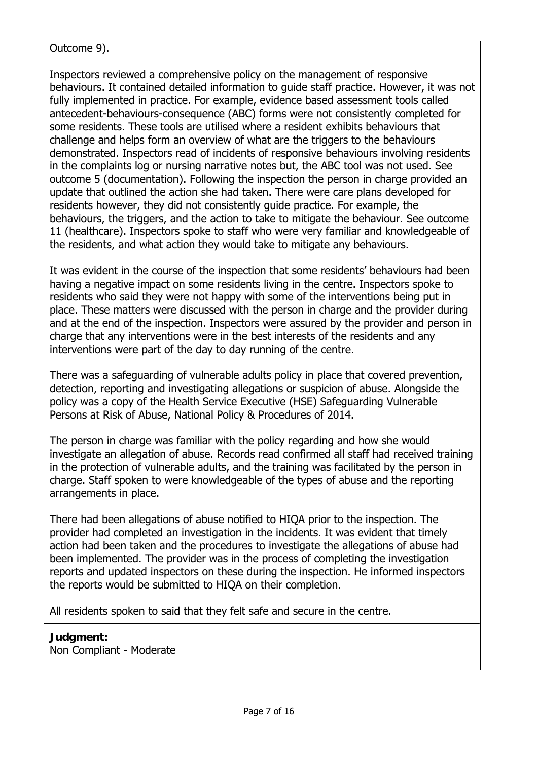Outcome 9).

Inspectors reviewed a comprehensive policy on the management of responsive behaviours. It contained detailed information to guide staff practice. However, it was not fully implemented in practice. For example, evidence based assessment tools called antecedent-behaviours-consequence (ABC) forms were not consistently completed for some residents. These tools are utilised where a resident exhibits behaviours that challenge and helps form an overview of what are the triggers to the behaviours demonstrated. Inspectors read of incidents of responsive behaviours involving residents in the complaints log or nursing narrative notes but, the ABC tool was not used. See outcome 5 (documentation). Following the inspection the person in charge provided an update that outlined the action she had taken. There were care plans developed for residents however, they did not consistently guide practice. For example, the behaviours, the triggers, and the action to take to mitigate the behaviour. See outcome 11 (healthcare). Inspectors spoke to staff who were very familiar and knowledgeable of the residents, and what action they would take to mitigate any behaviours.

It was evident in the course of the inspection that some residents' behaviours had been having a negative impact on some residents living in the centre. Inspectors spoke to residents who said they were not happy with some of the interventions being put in place. These matters were discussed with the person in charge and the provider during and at the end of the inspection. Inspectors were assured by the provider and person in charge that any interventions were in the best interests of the residents and any interventions were part of the day to day running of the centre.

There was a safeguarding of vulnerable adults policy in place that covered prevention, detection, reporting and investigating allegations or suspicion of abuse. Alongside the policy was a copy of the Health Service Executive (HSE) Safeguarding Vulnerable Persons at Risk of Abuse, National Policy & Procedures of 2014.

The person in charge was familiar with the policy regarding and how she would investigate an allegation of abuse. Records read confirmed all staff had received training in the protection of vulnerable adults, and the training was facilitated by the person in charge. Staff spoken to were knowledgeable of the types of abuse and the reporting arrangements in place.

There had been allegations of abuse notified to HIQA prior to the inspection. The provider had completed an investigation in the incidents. It was evident that timely action had been taken and the procedures to investigate the allegations of abuse had been implemented. The provider was in the process of completing the investigation reports and updated inspectors on these during the inspection. He informed inspectors the reports would be submitted to HIQA on their completion.

All residents spoken to said that they felt safe and secure in the centre.

**Judgment:**
Non Compliant - Moderate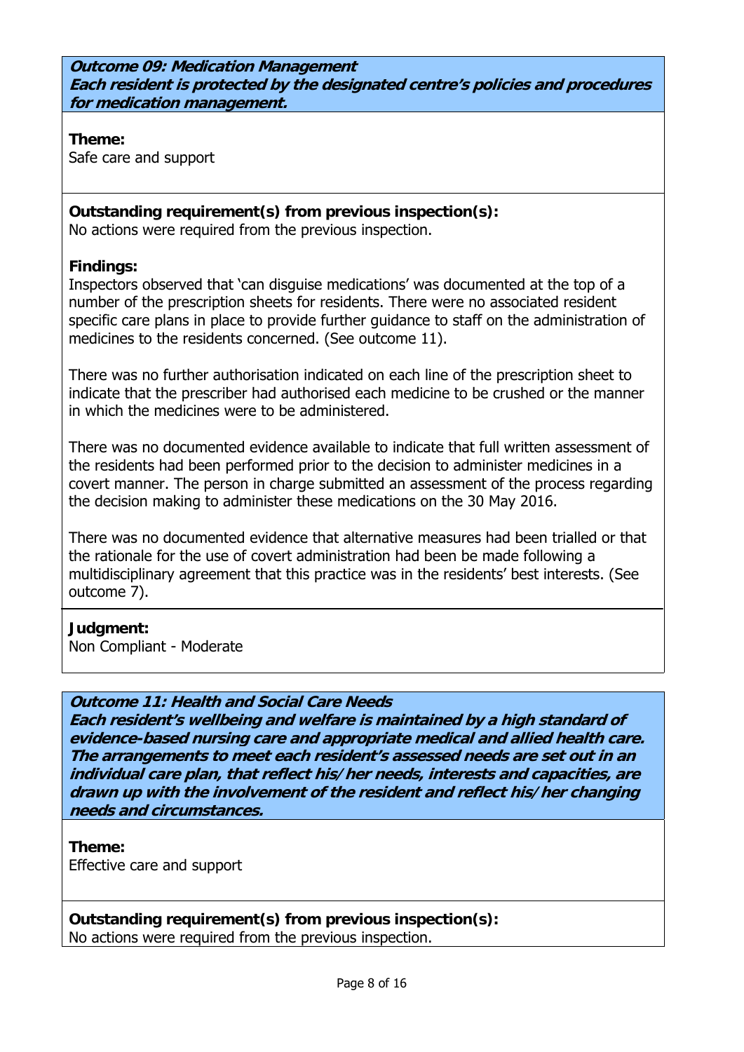***Outcome 09: Medication Management***
***Each resident is protected by the designated centre's policies and procedures for medication management.***

**Theme:**
Safe care and support

**Outstanding requirement(s) from previous inspection(s):**
No actions were required from the previous inspection.

**Findings:**
Inspectors observed that 'can disguise medications' was documented at the top of a number of the prescription sheets for residents. There were no associated resident specific care plans in place to provide further guidance to staff on the administration of medicines to the residents concerned. (See outcome 11).

There was no further authorisation indicated on each line of the prescription sheet to indicate that the prescriber had authorised each medicine to be crushed or the manner in which the medicines were to be administered.

There was no documented evidence available to indicate that full written assessment of the residents had been performed prior to the decision to administer medicines in a covert manner. The person in charge submitted an assessment of the process regarding the decision making to administer these medications on the 30 May 2016.

There was no documented evidence that alternative measures had been trialled or that the rationale for the use of covert administration had been be made following a multidisciplinary agreement that this practice was in the residents' best interests. (See outcome 7).

**Judgment:**
Non Compliant - Moderate

***Outcome 11: Health and Social Care Needs***
***Each resident's wellbeing and welfare is maintained by a high standard of evidence-based nursing care and appropriate medical and allied health care. The arrangements to meet each resident's assessed needs are set out in an individual care plan, that reflect his/her needs, interests and capacities, are drawn up with the involvement of the resident and reflect his/her changing needs and circumstances.***

**Theme:**
Effective care and support

**Outstanding requirement(s) from previous inspection(s):**
No actions were required from the previous inspection.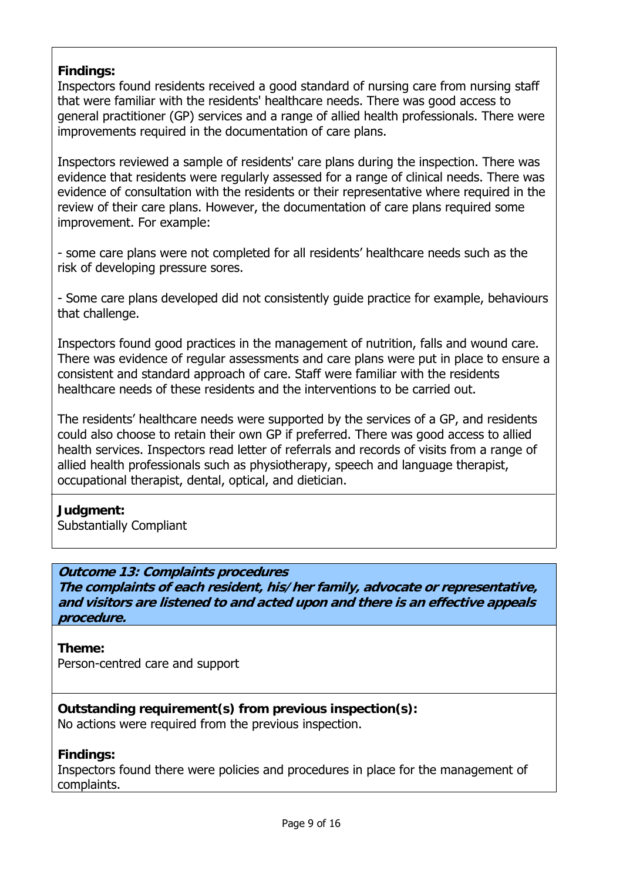**Findings:**
Inspectors found residents received a good standard of nursing care from nursing staff that were familiar with the residents' healthcare needs. There was good access to general practitioner (GP) services and a range of allied health professionals. There were improvements required in the documentation of care plans.

Inspectors reviewed a sample of residents' care plans during the inspection. There was evidence that residents were regularly assessed for a range of clinical needs. There was evidence of consultation with the residents or their representative where required in the review of their care plans. However, the documentation of care plans required some improvement. For example:

- some care plans were not completed for all residents' healthcare needs such as the risk of developing pressure sores.

- Some care plans developed did not consistently guide practice for example, behaviours that challenge.

Inspectors found good practices in the management of nutrition, falls and wound care. There was evidence of regular assessments and care plans were put in place to ensure a consistent and standard approach of care. Staff were familiar with the residents healthcare needs of these residents and the interventions to be carried out.

The residents' healthcare needs were supported by the services of a GP, and residents could also choose to retain their own GP if preferred. There was good access to allied health services. Inspectors read letter of referrals and records of visits from a range of allied health professionals such as physiotherapy, speech and language therapist, occupational therapist, dental, optical, and dietician.

**Judgment:**
Substantially Compliant

***Outcome 13: Complaints procedures***
***The complaints of each resident, his/her family, advocate or representative, and visitors are listened to and acted upon and there is an effective appeals procedure.***

**Theme:**
Person-centred care and support

**Outstanding requirement(s) from previous inspection(s):**
No actions were required from the previous inspection.

**Findings:**
Inspectors found there were policies and procedures in place for the management of complaints.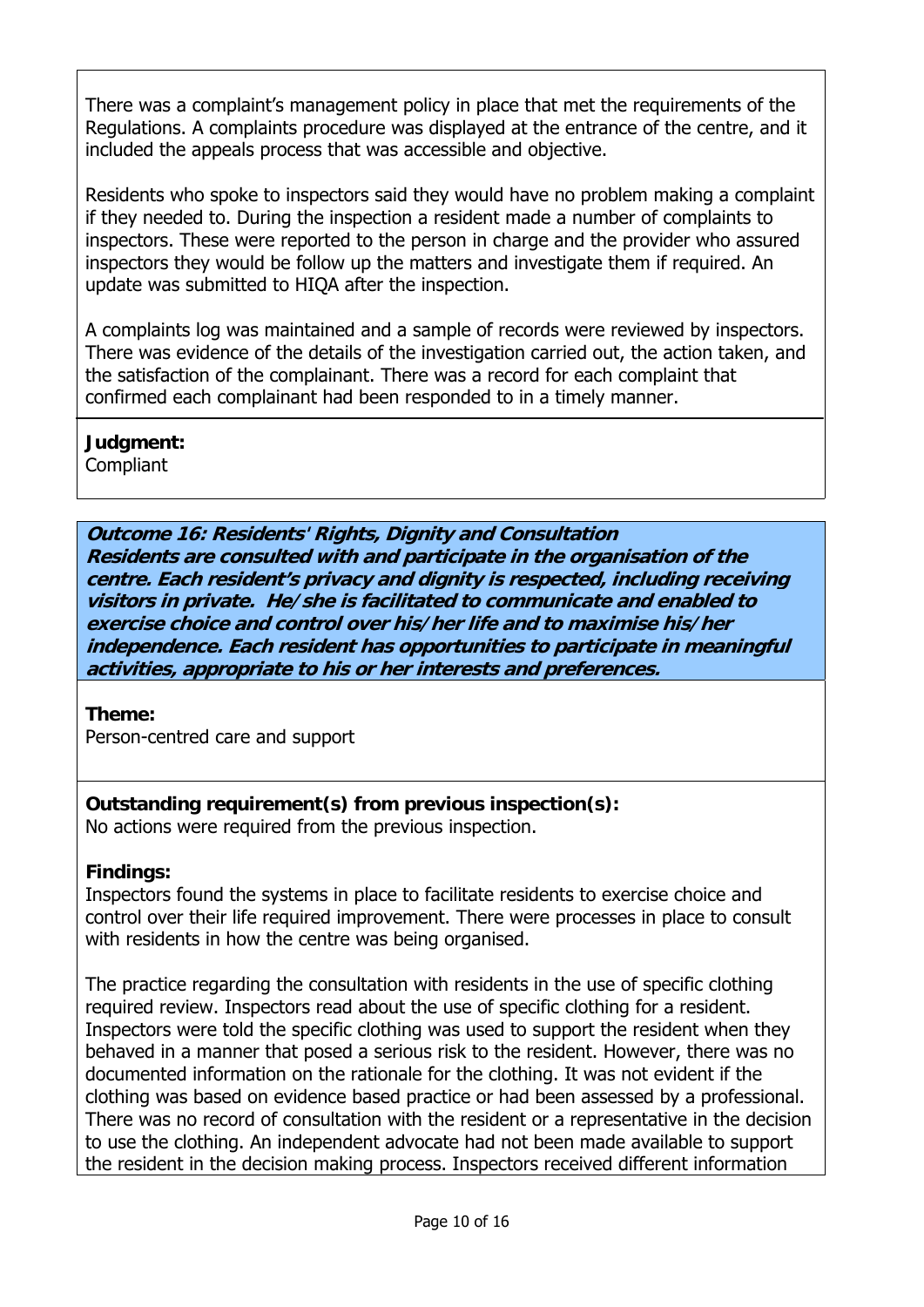There was a complaint's management policy in place that met the requirements of the Regulations. A complaints procedure was displayed at the entrance of the centre, and it included the appeals process that was accessible and objective.

Residents who spoke to inspectors said they would have no problem making a complaint if they needed to. During the inspection a resident made a number of complaints to inspectors. These were reported to the person in charge and the provider who assured inspectors they would be follow up the matters and investigate them if required. An update was submitted to HIQA after the inspection.

A complaints log was maintained and a sample of records were reviewed by inspectors. There was evidence of the details of the investigation carried out, the action taken, and the satisfaction of the complainant. There was a record for each complaint that confirmed each complainant had been responded to in a timely manner.

**Judgment:**
Compliant

***Outcome 16: Residents' Rights, Dignity and Consultation***
***Residents are consulted with and participate in the organisation of the centre. Each resident's privacy and dignity is respected, including receiving visitors in private. He/she is facilitated to communicate and enabled to exercise choice and control over his/her life and to maximise his/her independence. Each resident has opportunities to participate in meaningful activities, appropriate to his or her interests and preferences.***

**Theme:**
Person-centred care and support

**Outstanding requirement(s) from previous inspection(s):**
No actions were required from the previous inspection.

**Findings:**
Inspectors found the systems in place to facilitate residents to exercise choice and control over their life required improvement. There were processes in place to consult with residents in how the centre was being organised.

The practice regarding the consultation with residents in the use of specific clothing required review. Inspectors read about the use of specific clothing for a resident. Inspectors were told the specific clothing was used to support the resident when they behaved in a manner that posed a serious risk to the resident. However, there was no documented information on the rationale for the clothing. It was not evident if the clothing was based on evidence based practice or had been assessed by a professional. There was no record of consultation with the resident or a representative in the decision to use the clothing. An independent advocate had not been made available to support the resident in the decision making process. Inspectors received different information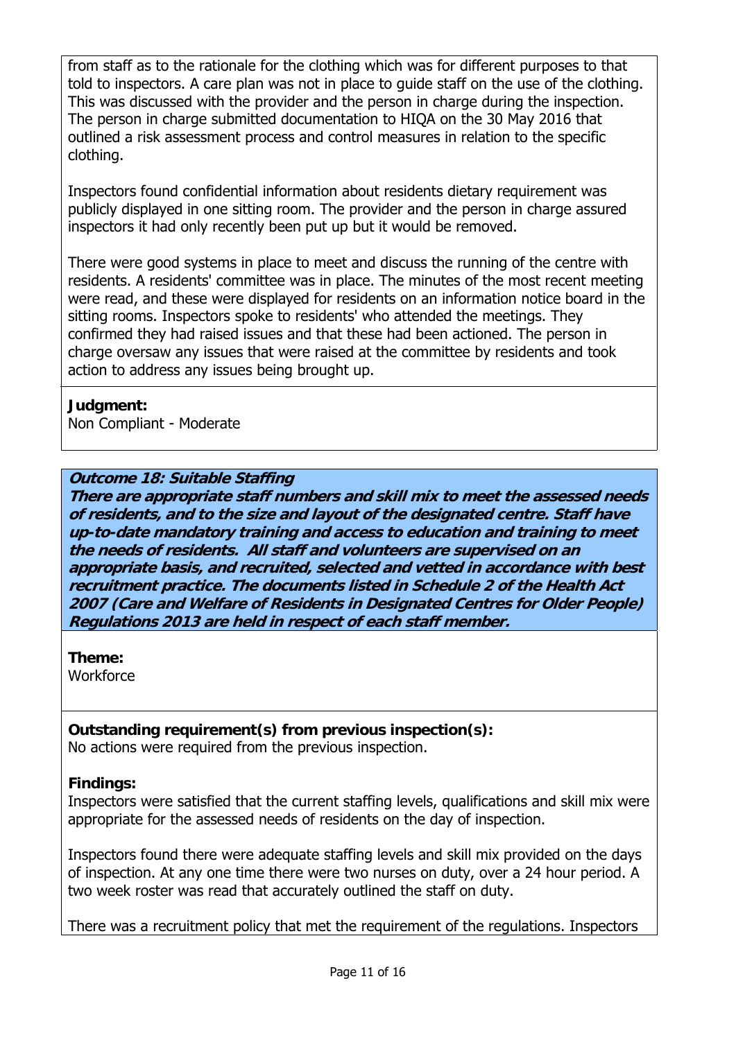from staff as to the rationale for the clothing which was for different purposes to that told to inspectors. A care plan was not in place to guide staff on the use of the clothing. This was discussed with the provider and the person in charge during the inspection. The person in charge submitted documentation to HIQA on the 30 May 2016 that outlined a risk assessment process and control measures in relation to the specific clothing.

Inspectors found confidential information about residents dietary requirement was publicly displayed in one sitting room. The provider and the person in charge assured inspectors it had only recently been put up but it would be removed.

There were good systems in place to meet and discuss the running of the centre with residents. A residents' committee was in place. The minutes of the most recent meeting were read, and these were displayed for residents on an information notice board in the sitting rooms. Inspectors spoke to residents' who attended the meetings. They confirmed they had raised issues and that these had been actioned. The person in charge oversaw any issues that were raised at the committee by residents and took action to address any issues being brought up.

**Judgment:**
Non Compliant - Moderate

***Outcome 18: Suitable Staffing***
***There are appropriate staff numbers and skill mix to meet the assessed needs of residents, and to the size and layout of the designated centre. Staff have up-to-date mandatory training and access to education and training to meet the needs of residents. All staff and volunteers are supervised on an appropriate basis, and recruited, selected and vetted in accordance with best recruitment practice. The documents listed in Schedule 2 of the Health Act 2007 (Care and Welfare of Residents in Designated Centres for Older People) Regulations 2013 are held in respect of each staff member.***

**Theme:**
Workforce

**Outstanding requirement(s) from previous inspection(s):**
No actions were required from the previous inspection.

**Findings:**
Inspectors were satisfied that the current staffing levels, qualifications and skill mix were appropriate for the assessed needs of residents on the day of inspection.

Inspectors found there were adequate staffing levels and skill mix provided on the days of inspection. At any one time there were two nurses on duty, over a 24 hour period. A two week roster was read that accurately outlined the staff on duty.

There was a recruitment policy that met the requirement of the regulations. Inspectors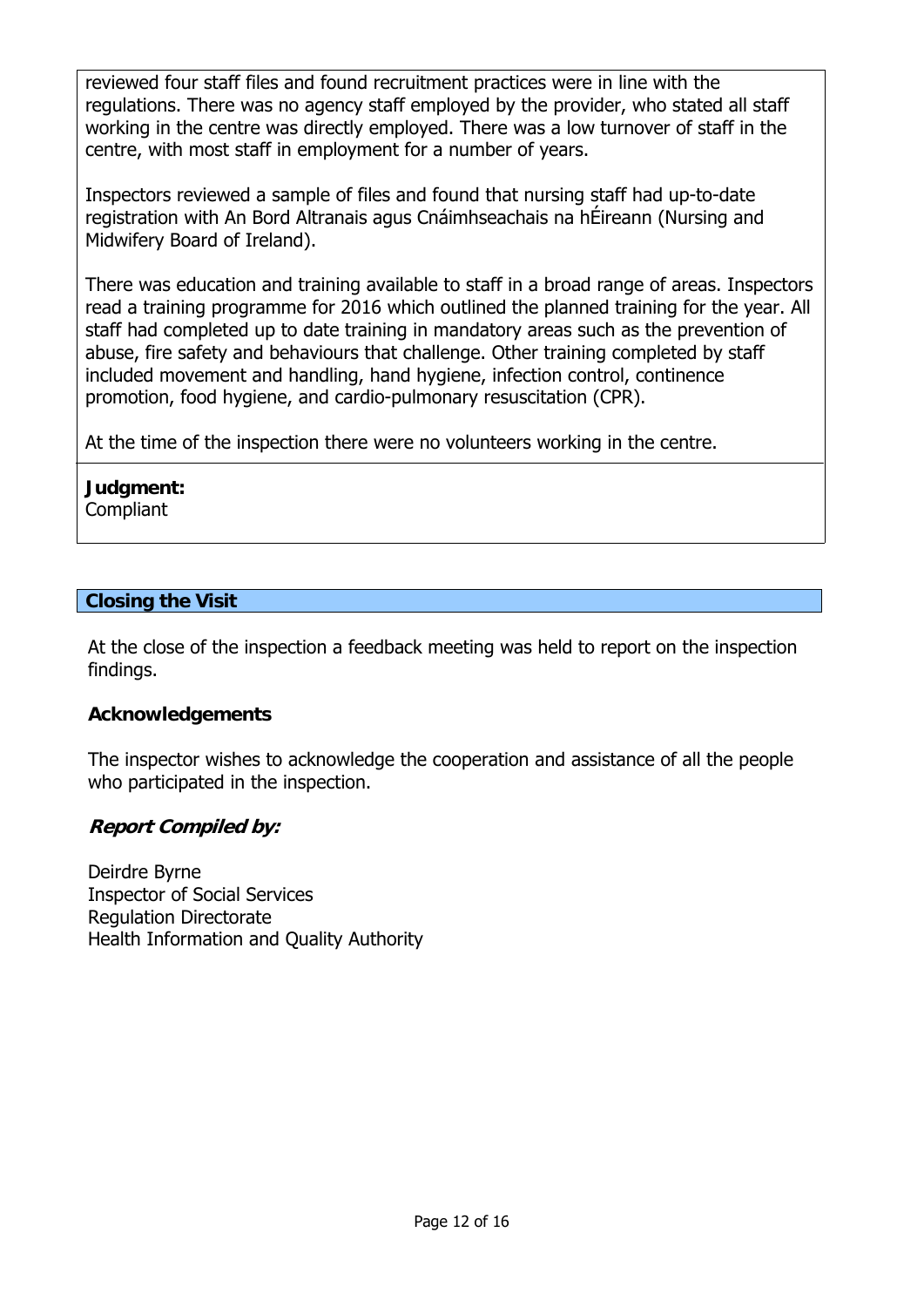reviewed four staff files and found recruitment practices were in line with the regulations. There was no agency staff employed by the provider, who stated all staff working in the centre was directly employed. There was a low turnover of staff in the centre, with most staff in employment for a number of years.

Inspectors reviewed a sample of files and found that nursing staff had up-to-date registration with An Bord Altranais agus Cnáimhseachais na hÉireann (Nursing and Midwifery Board of Ireland).

There was education and training available to staff in a broad range of areas. Inspectors read a training programme for 2016 which outlined the planned training for the year. All staff had completed up to date training in mandatory areas such as the prevention of abuse, fire safety and behaviours that challenge. Other training completed by staff included movement and handling, hand hygiene, infection control, continence promotion, food hygiene, and cardio-pulmonary resuscitation (CPR).

At the time of the inspection there were no volunteers working in the centre.

**Judgment:**
Compliant

## Closing the Visit

At the close of the inspection a feedback meeting was held to report on the inspection findings.

**Acknowledgements**

The inspector wishes to acknowledge the cooperation and assistance of all the people who participated in the inspection.

***Report Compiled by:***

Deirdre Byrne
Inspector of Social Services
Regulation Directorate
Health Information and Quality Authority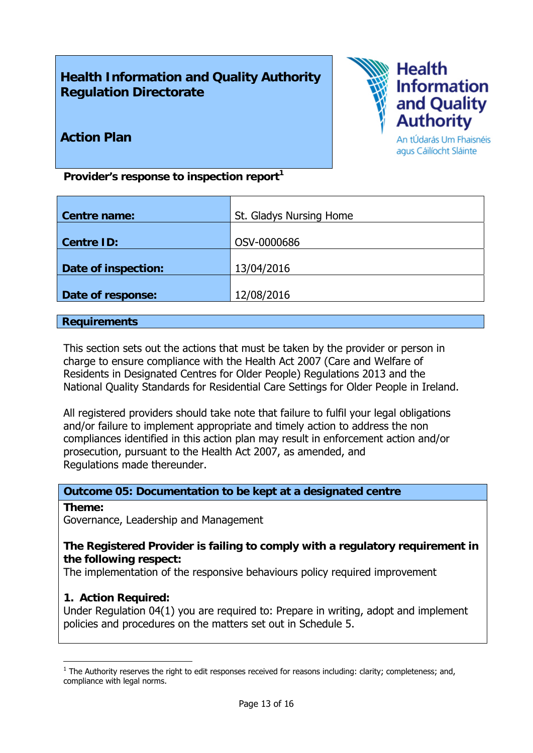**Health Information and Quality Authority**
**Regulation Directorate**

**Action Plan**

Health Information and Quality Authority
An tÚdarás Um Fhaisnéis agus Cáilíocht Sláinte

**Provider's response to inspection report**[1]

| Centre name: | St. Gladys Nursing Home |
|---|---|
| Centre ID: | OSV-0000686 |
| Date of inspection: | 13/04/2016 |
| Date of response: | 12/08/2016 |

## Requirements

This section sets out the actions that must be taken by the provider or person in charge to ensure compliance with the Health Act 2007 (Care and Welfare of Residents in Designated Centres for Older People) Regulations 2013 and the National Quality Standards for Residential Care Settings for Older People in Ireland.

All registered providers should take note that failure to fulfil your legal obligations and/or failure to implement appropriate and timely action to address the non compliances identified in this action plan may result in enforcement action and/or prosecution, pursuant to the Health Act 2007, as amended, and Regulations made thereunder.

### Outcome 05: Documentation to be kept at a designated centre

**Theme:**
Governance, Leadership and Management

**The Registered Provider is failing to comply with a regulatory requirement in the following respect:**
The implementation of the responsive behaviours policy required improvement

**1. Action Required:**
Under Regulation 04(1) you are required to: Prepare in writing, adopt and implement policies and procedures on the matters set out in Schedule 5.

[1] The Authority reserves the right to edit responses received for reasons including: clarity; completeness; and, compliance with legal norms.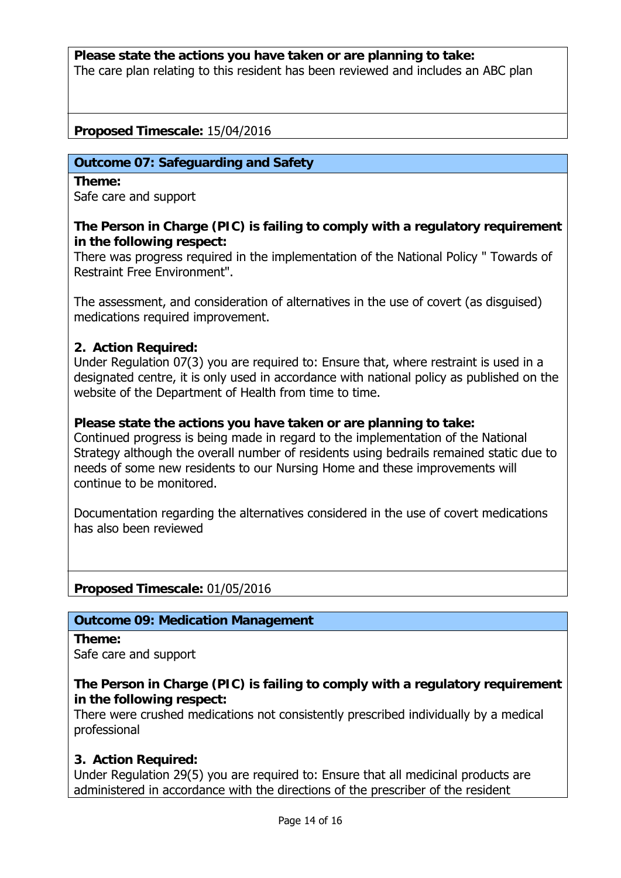**Please state the actions you have taken or are planning to take:**
The care plan relating to this resident has been reviewed and includes an ABC plan

**Proposed Timescale:** 15/04/2016

## Outcome 07: Safeguarding and Safety

**Theme:**
Safe care and support

**The Person in Charge (PIC) is failing to comply with a regulatory requirement in the following respect:**
There was progress required in the implementation of the National Policy " Towards of Restraint Free Environment".

The assessment, and consideration of alternatives in the use of covert (as disguised) medications required improvement.

**2. Action Required:**
Under Regulation 07(3) you are required to: Ensure that, where restraint is used in a designated centre, it is only used in accordance with national policy as published on the website of the Department of Health from time to time.

**Please state the actions you have taken or are planning to take:**
Continued progress is being made in regard to the implementation of the National Strategy although the overall number of residents using bedrails remained static due to needs of some new residents to our Nursing Home and these improvements will continue to be monitored.

Documentation regarding the alternatives considered in the use of covert medications has also been reviewed

**Proposed Timescale:** 01/05/2016

## Outcome 09: Medication Management

**Theme:**
Safe care and support

**The Person in Charge (PIC) is failing to comply with a regulatory requirement in the following respect:**
There were crushed medications not consistently prescribed individually by a medical professional

**3. Action Required:**
Under Regulation 29(5) you are required to: Ensure that all medicinal products are administered in accordance with the directions of the prescriber of the resident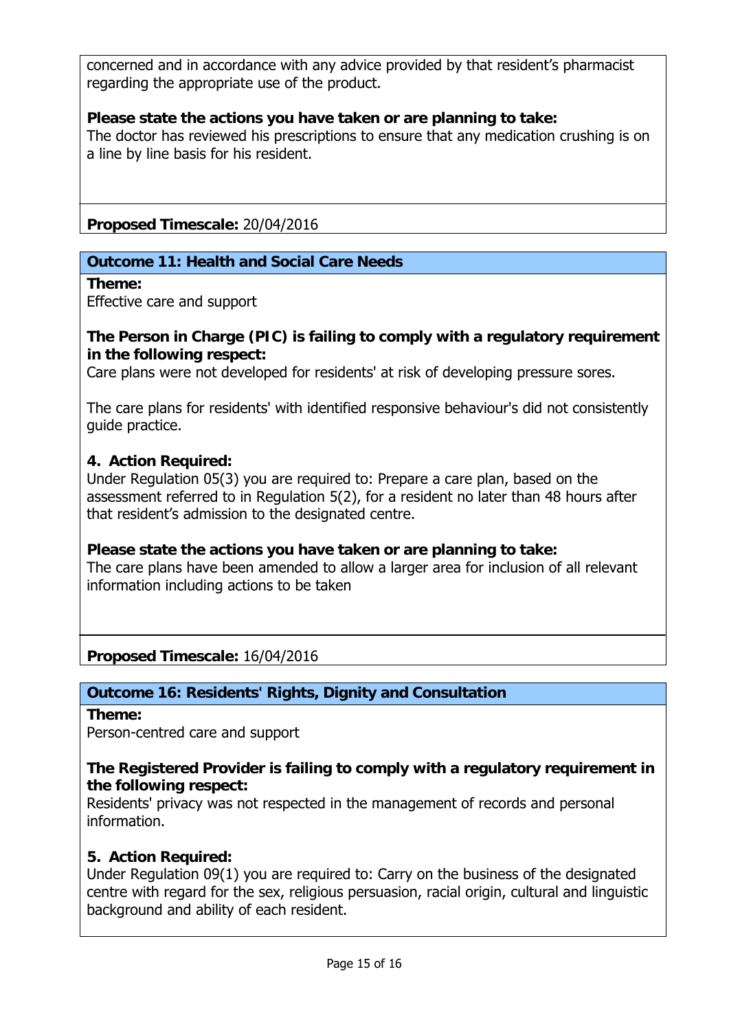concerned and in accordance with any advice provided by that resident's pharmacist regarding the appropriate use of the product.

**Please state the actions you have taken or are planning to take:**
The doctor has reviewed his prescriptions to ensure that any medication crushing is on a line by line basis for his resident.

**Proposed Timescale:** 20/04/2016

**Outcome 11: Health and Social Care Needs**

**Theme:**
Effective care and support

**The Person in Charge (PIC) is failing to comply with a regulatory requirement in the following respect:**
Care plans were not developed for residents' at risk of developing pressure sores.

The care plans for residents' with identified responsive behaviour's did not consistently guide practice.

**4. Action Required:**
Under Regulation 05(3) you are required to: Prepare a care plan, based on the assessment referred to in Regulation 5(2), for a resident no later than 48 hours after that resident's admission to the designated centre.

**Please state the actions you have taken or are planning to take:**
The care plans have been amended to allow a larger area for inclusion of all relevant information including actions to be taken

**Proposed Timescale:** 16/04/2016

**Outcome 16: Residents' Rights, Dignity and Consultation**

**Theme:**
Person-centred care and support

**The Registered Provider is failing to comply with a regulatory requirement in the following respect:**
Residents' privacy was not respected in the management of records and personal information.

**5. Action Required:**
Under Regulation 09(1) you are required to: Carry on the business of the designated centre with regard for the sex, religious persuasion, racial origin, cultural and linguistic background and ability of each resident.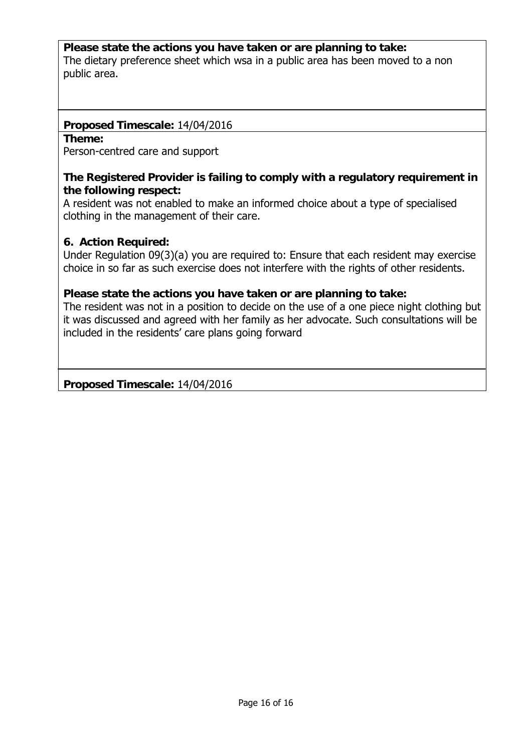**Please state the actions you have taken or are planning to take:**
The dietary preference sheet which wsa in a public area has been moved to a non public area.

**Proposed Timescale:** 14/04/2016

**Theme:**
Person-centred care and support

**The Registered Provider is failing to comply with a regulatory requirement in the following respect:**
A resident was not enabled to make an informed choice about a type of specialised clothing in the management of their care.

**6. Action Required:**
Under Regulation 09(3)(a) you are required to: Ensure that each resident may exercise choice in so far as such exercise does not interfere with the rights of other residents.

**Please state the actions you have taken or are planning to take:**
The resident was not in a position to decide on the use of a one piece night clothing but it was discussed and agreed with her family as her advocate. Such consultations will be included in the residents' care plans going forward

**Proposed Timescale:** 14/04/2016